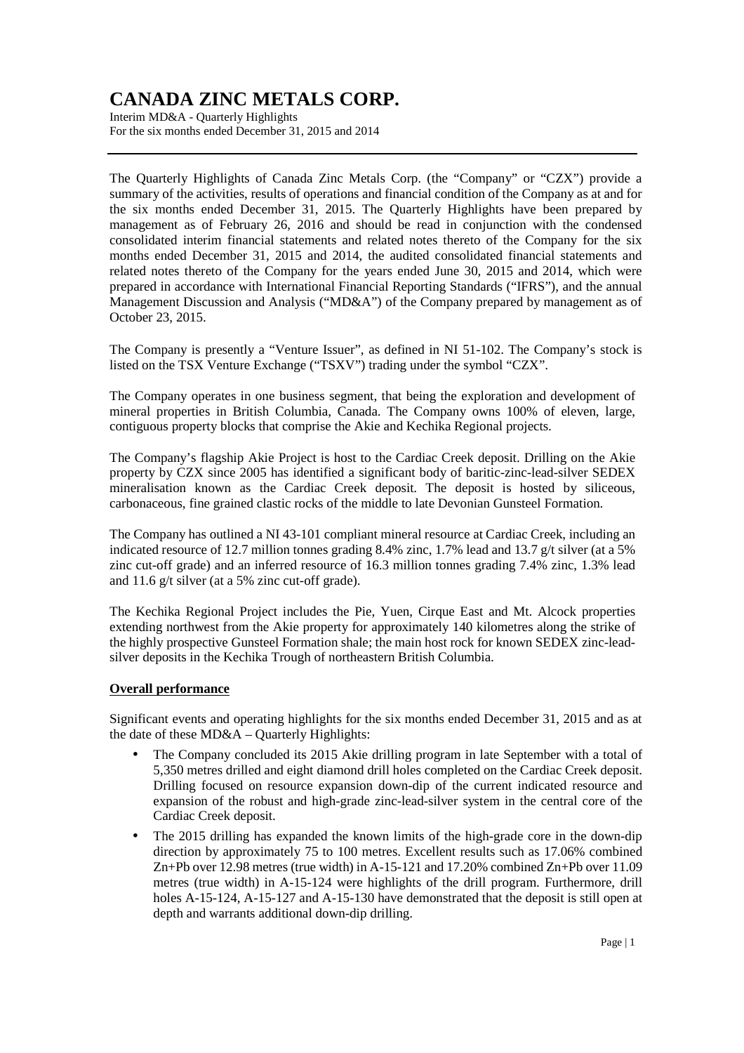# CANADA ZINC METALS CORP.

Interim MD&A - Quarterly Highlights
For the six months ended December 31, 2015 and 2014

The Quarterly Highlights of Canada Zinc Metals Corp. (the "Company" or "CZX") provide a summary of the activities, results of operations and financial condition of the Company as at and for the six months ended December 31, 2015. The Quarterly Highlights have been prepared by management as of February 26, 2016 and should be read in conjunction with the condensed consolidated interim financial statements and related notes thereto of the Company for the six months ended December 31, 2015 and 2014, the audited consolidated financial statements and related notes thereto of the Company for the years ended June 30, 2015 and 2014, which were prepared in accordance with International Financial Reporting Standards ("IFRS"), and the annual Management Discussion and Analysis ("MD&A") of the Company prepared by management as of October 23, 2015.

The Company is presently a "Venture Issuer", as defined in NI 51-102. The Company's stock is listed on the TSX Venture Exchange ("TSXV") trading under the symbol "CZX".

The Company operates in one business segment, that being the exploration and development of mineral properties in British Columbia, Canada. The Company owns 100% of eleven, large, contiguous property blocks that comprise the Akie and Kechika Regional projects.

The Company's flagship Akie Project is host to the Cardiac Creek deposit. Drilling on the Akie property by CZX since 2005 has identified a significant body of baritic-zinc-lead-silver SEDEX mineralisation known as the Cardiac Creek deposit. The deposit is hosted by siliceous, carbonaceous, fine grained clastic rocks of the middle to late Devonian Gunsteel Formation.

The Company has outlined a NI 43-101 compliant mineral resource at Cardiac Creek, including an indicated resource of 12.7 million tonnes grading 8.4% zinc, 1.7% lead and 13.7 g/t silver (at a 5% zinc cut-off grade) and an inferred resource of 16.3 million tonnes grading 7.4% zinc, 1.3% lead and 11.6 g/t silver (at a 5% zinc cut-off grade).

The Kechika Regional Project includes the Pie, Yuen, Cirque East and Mt. Alcock properties extending northwest from the Akie property for approximately 140 kilometres along the strike of the highly prospective Gunsteel Formation shale; the main host rock for known SEDEX zinc-lead-silver deposits in the Kechika Trough of northeastern British Columbia.

## Overall performance

Significant events and operating highlights for the six months ended December 31, 2015 and as at the date of these MD&A – Quarterly Highlights:

- The Company concluded its 2015 Akie drilling program in late September with a total of 5,350 metres drilled and eight diamond drill holes completed on the Cardiac Creek deposit. Drilling focused on resource expansion down-dip of the current indicated resource and expansion of the robust and high-grade zinc-lead-silver system in the central core of the Cardiac Creek deposit.
- The 2015 drilling has expanded the known limits of the high-grade core in the down-dip direction by approximately 75 to 100 metres. Excellent results such as 17.06% combined Zn+Pb over 12.98 metres (true width) in A-15-121 and 17.20% combined Zn+Pb over 11.09 metres (true width) in A-15-124 were highlights of the drill program. Furthermore, drill holes A-15-124, A-15-127 and A-15-130 have demonstrated that the deposit is still open at depth and warrants additional down-dip drilling.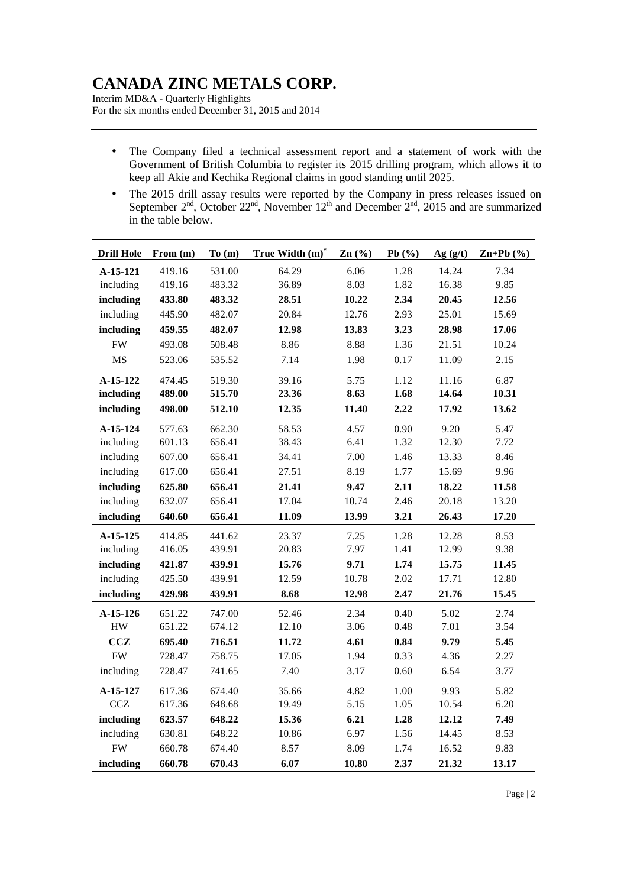- The Company filed a technical assessment report and a statement of work with the Government of British Columbia to register its 2015 drilling program, which allows it to keep all Akie and Kechika Regional claims in good standing until 2025.
- The 2015 drill assay results were reported by the Company in press releases issued on September 2nd, October 22nd, November 12th and December 2nd, 2015 and are summarized in the table below.

| Drill Hole | From (m) | To (m) | True Width (m)* | Zn (%) | Pb (%) | Ag (g/t) | Zn+Pb (%) |
|---|---|---|---|---|---|---|---|
| **A-15-121** | 419.16 | 531.00 | 64.29 | 6.06 | 1.28 | 14.24 | 7.34 |
| including | 419.16 | 483.32 | 36.89 | 8.03 | 1.82 | 16.38 | 9.85 |
| **including** | **433.80** | **483.32** | **28.51** | **10.22** | **2.34** | **20.45** | **12.56** |
| including | 445.90 | 482.07 | 20.84 | 12.76 | 2.93 | 25.01 | 15.69 |
| **including** | **459.55** | **482.07** | **12.98** | **13.83** | **3.23** | **28.98** | **17.06** |
| FW | 493.08 | 508.48 | 8.86 | 8.88 | 1.36 | 21.51 | 10.24 |
| MS | 523.06 | 535.52 | 7.14 | 1.98 | 0.17 | 11.09 | 2.15 |
| **A-15-122** | 474.45 | 519.30 | 39.16 | 5.75 | 1.12 | 11.16 | 6.87 |
| **including** | **489.00** | **515.70** | **23.36** | **8.63** | **1.68** | **14.64** | **10.31** |
| **including** | **498.00** | **512.10** | **12.35** | **11.40** | **2.22** | **17.92** | **13.62** |
| **A-15-124** | 577.63 | 662.30 | 58.53 | 4.57 | 0.90 | 9.20 | 5.47 |
| including | 601.13 | 656.41 | 38.43 | 6.41 | 1.32 | 12.30 | 7.72 |
| including | 607.00 | 656.41 | 34.41 | 7.00 | 1.46 | 13.33 | 8.46 |
| including | 617.00 | 656.41 | 27.51 | 8.19 | 1.77 | 15.69 | 9.96 |
| **including** | **625.80** | **656.41** | **21.41** | **9.47** | **2.11** | **18.22** | **11.58** |
| including | 632.07 | 656.41 | 17.04 | 10.74 | 2.46 | 20.18 | 13.20 |
| **including** | **640.60** | **656.41** | **11.09** | **13.99** | **3.21** | **26.43** | **17.20** |
| **A-15-125** | 414.85 | 441.62 | 23.37 | 7.25 | 1.28 | 12.28 | 8.53 |
| including | 416.05 | 439.91 | 20.83 | 7.97 | 1.41 | 12.99 | 9.38 |
| **including** | **421.87** | **439.91** | **15.76** | **9.71** | **1.74** | **15.75** | **11.45** |
| including | 425.50 | 439.91 | 12.59 | 10.78 | 2.02 | 17.71 | 12.80 |
| **including** | **429.98** | **439.91** | **8.68** | **12.98** | **2.47** | **21.76** | **15.45** |
| **A-15-126** | 651.22 | 747.00 | 52.46 | 2.34 | 0.40 | 5.02 | 2.74 |
| HW | 651.22 | 674.12 | 12.10 | 3.06 | 0.48 | 7.01 | 3.54 |
| **CCZ** | **695.40** | **716.51** | **11.72** | **4.61** | **0.84** | **9.79** | **5.45** |
| FW | 728.47 | 758.75 | 17.05 | 1.94 | 0.33 | 4.36 | 2.27 |
| including | 728.47 | 741.65 | 7.40 | 3.17 | 0.60 | 6.54 | 3.77 |
| **A-15-127** | 617.36 | 674.40 | 35.66 | 4.82 | 1.00 | 9.93 | 5.82 |
| CCZ | 617.36 | 648.68 | 19.49 | 5.15 | 1.05 | 10.54 | 6.20 |
| **including** | **623.57** | **648.22** | **15.36** | **6.21** | **1.28** | **12.12** | **7.49** |
| including | 630.81 | 648.22 | 10.86 | 6.97 | 1.56 | 14.45 | 8.53 |
| FW | 660.78 | 674.40 | 8.57 | 8.09 | 1.74 | 16.52 | 9.83 |
| **including** | **660.78** | **670.43** | **6.07** | **10.80** | **2.37** | **21.32** | **13.17** |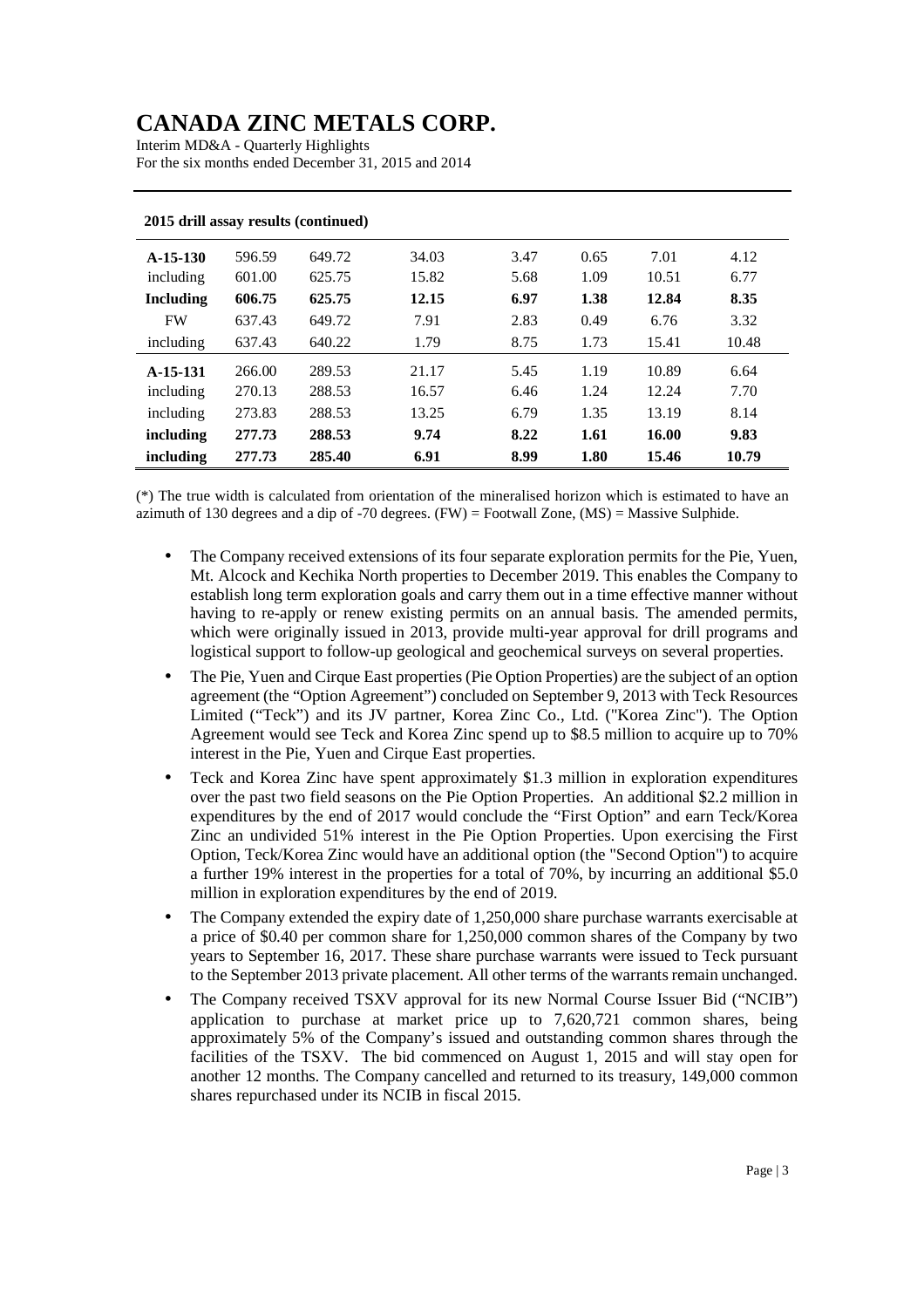**2015 drill assay results (continued)**

| | | | | | | | |
|---|---|---|---|---|---|---|---|
| **A-15-130** | 596.59 | 649.72 | 34.03 | 3.47 | 0.65 | 7.01 | 4.12 |
| including | 601.00 | 625.75 | 15.82 | 5.68 | 1.09 | 10.51 | 6.77 |
| **Including** | **606.75** | **625.75** | **12.15** | **6.97** | **1.38** | **12.84** | **8.35** |
| FW | 637.43 | 649.72 | 7.91 | 2.83 | 0.49 | 6.76 | 3.32 |
| including | 637.43 | 640.22 | 1.79 | 8.75 | 1.73 | 15.41 | 10.48 |
| **A-15-131** | 266.00 | 289.53 | 21.17 | 5.45 | 1.19 | 10.89 | 6.64 |
| including | 270.13 | 288.53 | 16.57 | 6.46 | 1.24 | 12.24 | 7.70 |
| including | 273.83 | 288.53 | 13.25 | 6.79 | 1.35 | 13.19 | 8.14 |
| **including** | **277.73** | **288.53** | **9.74** | **8.22** | **1.61** | **16.00** | **9.83** |
| **including** | **277.73** | **285.40** | **6.91** | **8.99** | **1.80** | **15.46** | **10.79** |

(*) The true width is calculated from orientation of the mineralised horizon which is estimated to have an azimuth of 130 degrees and a dip of -70 degrees. (FW) = Footwall Zone, (MS) = Massive Sulphide.

- The Company received extensions of its four separate exploration permits for the Pie, Yuen, Mt. Alcock and Kechika North properties to December 2019. This enables the Company to establish long term exploration goals and carry them out in a time effective manner without having to re-apply or renew existing permits on an annual basis. The amended permits, which were originally issued in 2013, provide multi-year approval for drill programs and logistical support to follow-up geological and geochemical surveys on several properties.
- The Pie, Yuen and Cirque East properties (Pie Option Properties) are the subject of an option agreement (the "Option Agreement") concluded on September 9, 2013 with Teck Resources Limited ("Teck") and its JV partner, Korea Zinc Co., Ltd. ("Korea Zinc"). The Option Agreement would see Teck and Korea Zinc spend up to $8.5 million to acquire up to 70% interest in the Pie, Yuen and Cirque East properties.
- Teck and Korea Zinc have spent approximately $1.3 million in exploration expenditures over the past two field seasons on the Pie Option Properties. An additional $2.2 million in expenditures by the end of 2017 would conclude the "First Option" and earn Teck/Korea Zinc an undivided 51% interest in the Pie Option Properties. Upon exercising the First Option, Teck/Korea Zinc would have an additional option (the "Second Option") to acquire a further 19% interest in the properties for a total of 70%, by incurring an additional $5.0 million in exploration expenditures by the end of 2019.
- The Company extended the expiry date of 1,250,000 share purchase warrants exercisable at a price of $0.40 per common share for 1,250,000 common shares of the Company by two years to September 16, 2017. These share purchase warrants were issued to Teck pursuant to the September 2013 private placement. All other terms of the warrants remain unchanged.
- The Company received TSXV approval for its new Normal Course Issuer Bid ("NCIB") application to purchase at market price up to 7,620,721 common shares, being approximately 5% of the Company's issued and outstanding common shares through the facilities of the TSXV. The bid commenced on August 1, 2015 and will stay open for another 12 months. The Company cancelled and returned to its treasury, 149,000 common shares repurchased under its NCIB in fiscal 2015.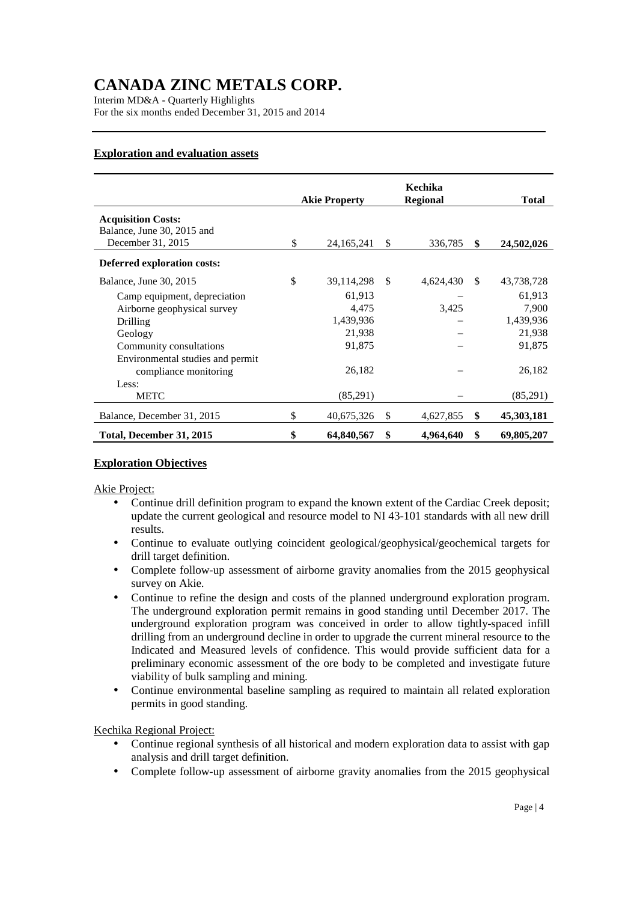# CANADA ZINC METALS CORP.

Interim MD&A - Quarterly Highlights
For the six months ended December 31, 2015 and 2014

## Exploration and evaluation assets

| | Akie Property | Kechika Regional | Total |
|---|---|---|---|
| **Acquisition Costs:** | | | |
| Balance, June 30, 2015 and December 31, 2015 | $ 24,165,241 | $ 336,785 | **$ 24,502,026** |
| **Deferred exploration costs:** | | | |
| Balance, June 30, 2015 | $ 39,114,298 | $ 4,624,430 | $ 43,738,728 |
| Camp equipment, depreciation | 61,913 | – | 61,913 |
| Airborne geophysical survey | 4,475 | 3,425 | 7,900 |
| Drilling | 1,439,936 | – | 1,439,936 |
| Geology | 21,938 | – | 21,938 |
| Community consultations | 91,875 | – | 91,875 |
| Environmental studies and permit compliance monitoring | 26,182 | – | 26,182 |
| Less: | | | |
| METC | (85,291) | – | (85,291) |
| Balance, December 31, 2015 | $ 40,675,326 | $ 4,627,855 | **$ 45,303,181** |
| **Total, December 31, 2015** | **$ 64,840,567** | **$ 4,964,640** | **$ 69,805,207** |

## Exploration Objectives

Akie Project:

- Continue drill definition program to expand the known extent of the Cardiac Creek deposit; update the current geological and resource model to NI 43-101 standards with all new drill results.
- Continue to evaluate outlying coincident geological/geophysical/geochemical targets for drill target definition.
- Complete follow-up assessment of airborne gravity anomalies from the 2015 geophysical survey on Akie.
- Continue to refine the design and costs of the planned underground exploration program. The underground exploration permit remains in good standing until December 2017. The underground exploration program was conceived in order to allow tightly-spaced infill drilling from an underground decline in order to upgrade the current mineral resource to the Indicated and Measured levels of confidence. This would provide sufficient data for a preliminary economic assessment of the ore body to be completed and investigate future viability of bulk sampling and mining.
- Continue environmental baseline sampling as required to maintain all related exploration permits in good standing.

Kechika Regional Project:

- Continue regional synthesis of all historical and modern exploration data to assist with gap analysis and drill target definition.
- Complete follow-up assessment of airborne gravity anomalies from the 2015 geophysical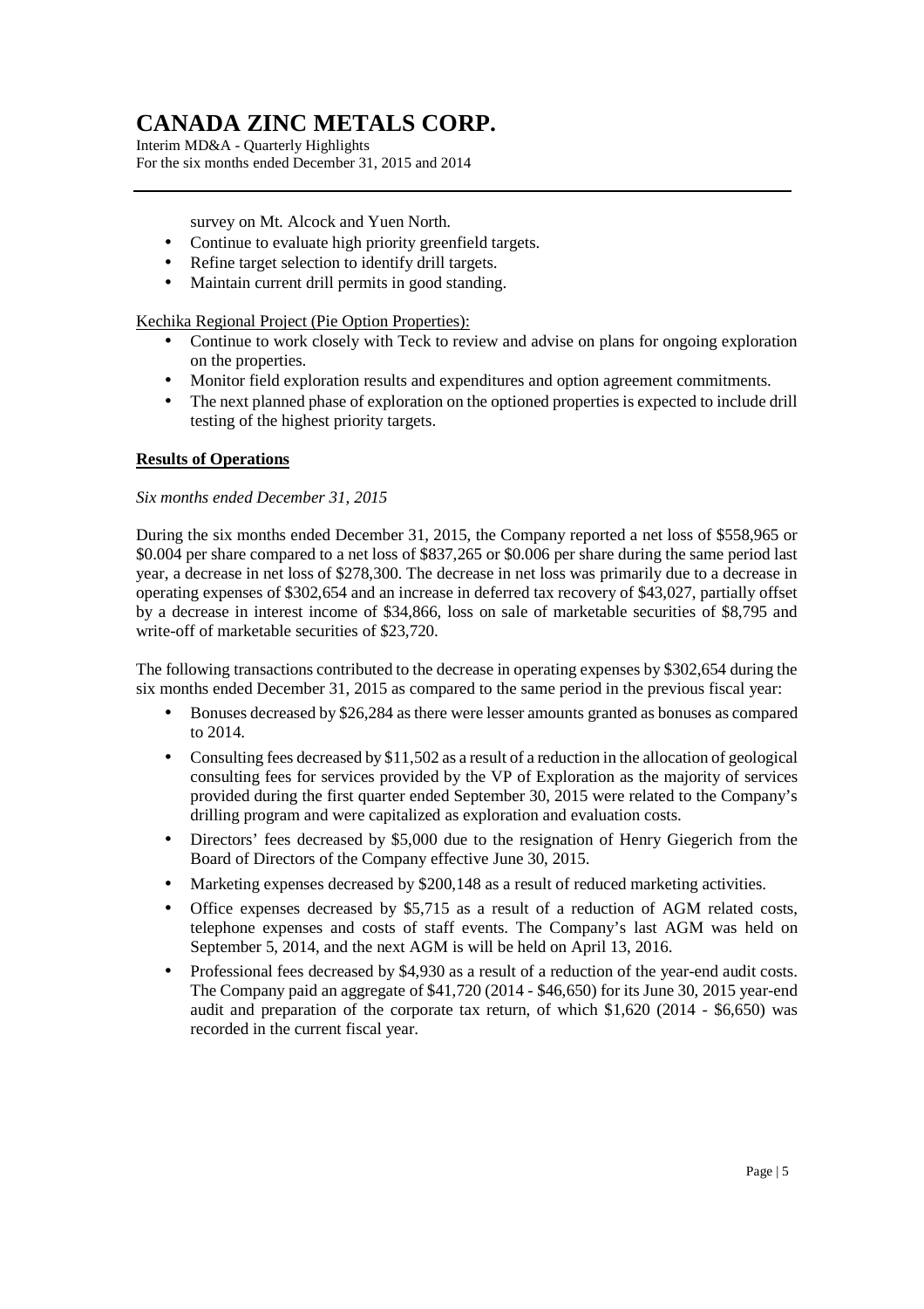survey on Mt. Alcock and Yuen North.

- Continue to evaluate high priority greenfield targets.
- Refine target selection to identify drill targets.
- Maintain current drill permits in good standing.

Kechika Regional Project (Pie Option Properties):

- Continue to work closely with Teck to review and advise on plans for ongoing exploration on the properties.
- Monitor field exploration results and expenditures and option agreement commitments.
- The next planned phase of exploration on the optioned properties is expected to include drill testing of the highest priority targets.

## Results of Operations

*Six months ended December 31, 2015*

During the six months ended December 31, 2015, the Company reported a net loss of $558,965 or $0.004 per share compared to a net loss of $837,265 or $0.006 per share during the same period last year, a decrease in net loss of $278,300. The decrease in net loss was primarily due to a decrease in operating expenses of $302,654 and an increase in deferred tax recovery of $43,027, partially offset by a decrease in interest income of $34,866, loss on sale of marketable securities of $8,795 and write-off of marketable securities of $23,720.

The following transactions contributed to the decrease in operating expenses by $302,654 during the six months ended December 31, 2015 as compared to the same period in the previous fiscal year:

- Bonuses decreased by $26,284 as there were lesser amounts granted as bonuses as compared to 2014.
- Consulting fees decreased by $11,502 as a result of a reduction in the allocation of geological consulting fees for services provided by the VP of Exploration as the majority of services provided during the first quarter ended September 30, 2015 were related to the Company's drilling program and were capitalized as exploration and evaluation costs.
- Directors' fees decreased by $5,000 due to the resignation of Henry Giegerich from the Board of Directors of the Company effective June 30, 2015.
- Marketing expenses decreased by $200,148 as a result of reduced marketing activities.
- Office expenses decreased by $5,715 as a result of a reduction of AGM related costs, telephone expenses and costs of staff events. The Company's last AGM was held on September 5, 2014, and the next AGM is will be held on April 13, 2016.
- Professional fees decreased by $4,930 as a result of a reduction of the year-end audit costs. The Company paid an aggregate of $41,720 (2014 - $46,650) for its June 30, 2015 year-end audit and preparation of the corporate tax return, of which $1,620 (2014 - $6,650) was recorded in the current fiscal year.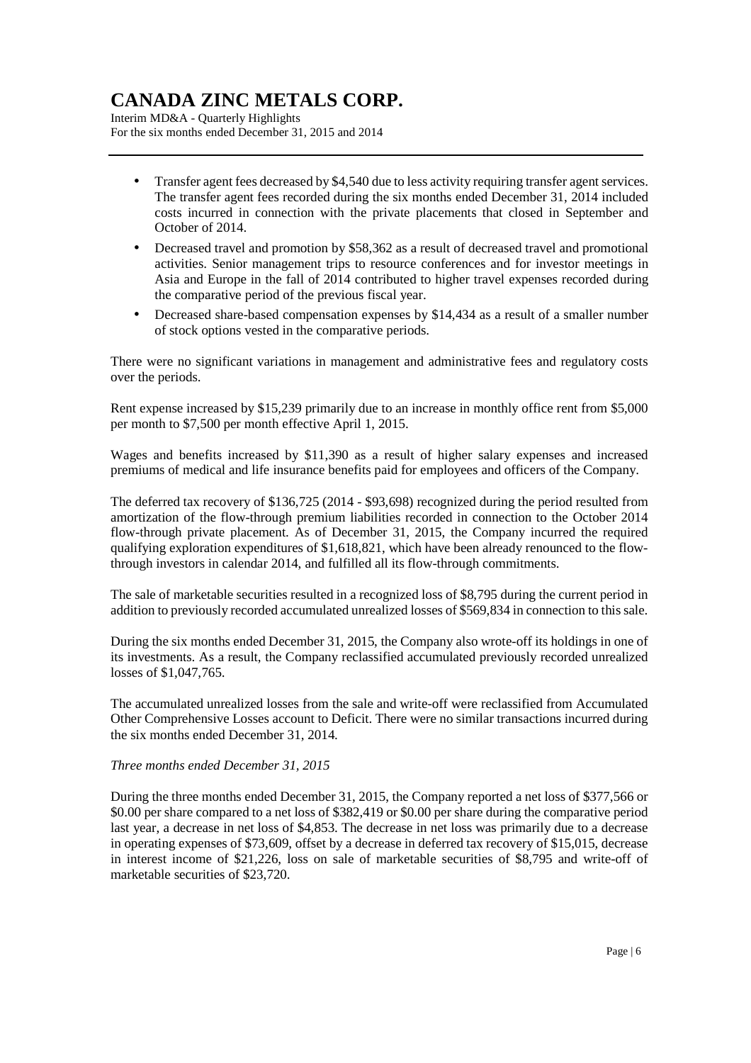- Transfer agent fees decreased by $4,540 due to less activity requiring transfer agent services. The transfer agent fees recorded during the six months ended December 31, 2014 included costs incurred in connection with the private placements that closed in September and October of 2014.
- Decreased travel and promotion by $58,362 as a result of decreased travel and promotional activities. Senior management trips to resource conferences and for investor meetings in Asia and Europe in the fall of 2014 contributed to higher travel expenses recorded during the comparative period of the previous fiscal year.
- Decreased share-based compensation expenses by $14,434 as a result of a smaller number of stock options vested in the comparative periods.

There were no significant variations in management and administrative fees and regulatory costs over the periods.

Rent expense increased by $15,239 primarily due to an increase in monthly office rent from $5,000 per month to $7,500 per month effective April 1, 2015.

Wages and benefits increased by $11,390 as a result of higher salary expenses and increased premiums of medical and life insurance benefits paid for employees and officers of the Company.

The deferred tax recovery of $136,725 (2014 - $93,698) recognized during the period resulted from amortization of the flow-through premium liabilities recorded in connection to the October 2014 flow-through private placement. As of December 31, 2015, the Company incurred the required qualifying exploration expenditures of $1,618,821, which have been already renounced to the flow-through investors in calendar 2014, and fulfilled all its flow-through commitments.

The sale of marketable securities resulted in a recognized loss of $8,795 during the current period in addition to previously recorded accumulated unrealized losses of $569,834 in connection to this sale.

During the six months ended December 31, 2015, the Company also wrote-off its holdings in one of its investments. As a result, the Company reclassified accumulated previously recorded unrealized losses of $1,047,765.

The accumulated unrealized losses from the sale and write-off were reclassified from Accumulated Other Comprehensive Losses account to Deficit. There were no similar transactions incurred during the six months ended December 31, 2014.

*Three months ended December 31, 2015*

During the three months ended December 31, 2015, the Company reported a net loss of $377,566 or $0.00 per share compared to a net loss of $382,419 or $0.00 per share during the comparative period last year, a decrease in net loss of $4,853. The decrease in net loss was primarily due to a decrease in operating expenses of $73,609, offset by a decrease in deferred tax recovery of $15,015, decrease in interest income of $21,226, loss on sale of marketable securities of $8,795 and write-off of marketable securities of $23,720.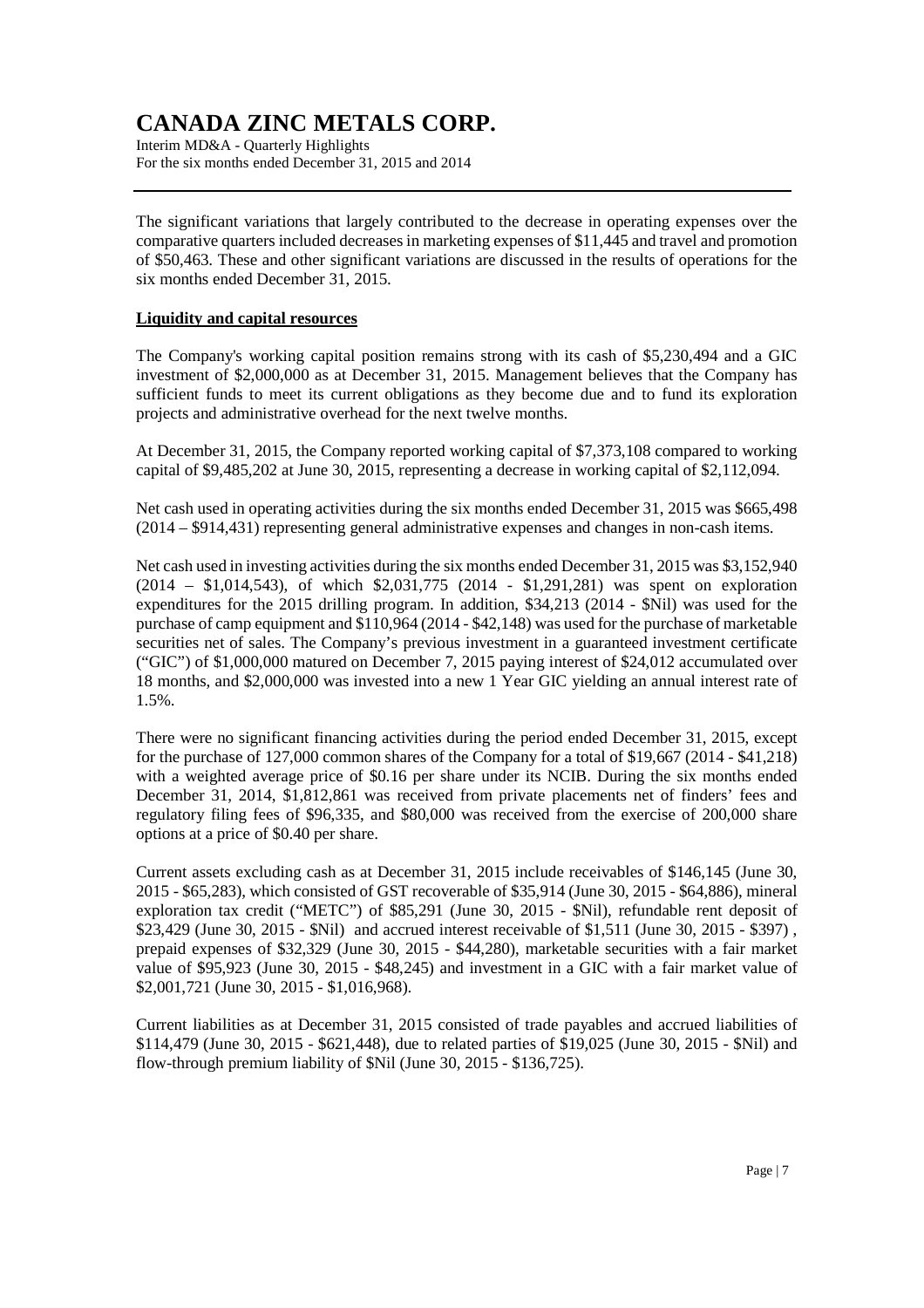The significant variations that largely contributed to the decrease in operating expenses over the comparative quarters included decreases in marketing expenses of $11,445 and travel and promotion of $50,463. These and other significant variations are discussed in the results of operations for the six months ended December 31, 2015.

**Liquidity and capital resources**

The Company's working capital position remains strong with its cash of $5,230,494 and a GIC investment of $2,000,000 as at December 31, 2015. Management believes that the Company has sufficient funds to meet its current obligations as they become due and to fund its exploration projects and administrative overhead for the next twelve months.

At December 31, 2015, the Company reported working capital of $7,373,108 compared to working capital of $9,485,202 at June 30, 2015, representing a decrease in working capital of $2,112,094.

Net cash used in operating activities during the six months ended December 31, 2015 was $665,498 (2014 – $914,431) representing general administrative expenses and changes in non-cash items.

Net cash used in investing activities during the six months ended December 31, 2015 was $3,152,940 (2014 – $1,014,543), of which $2,031,775 (2014 - $1,291,281) was spent on exploration expenditures for the 2015 drilling program. In addition, $34,213 (2014 - $Nil) was used for the purchase of camp equipment and $110,964 (2014 - $42,148) was used for the purchase of marketable securities net of sales. The Company's previous investment in a guaranteed investment certificate ("GIC") of $1,000,000 matured on December 7, 2015 paying interest of $24,012 accumulated over 18 months, and $2,000,000 was invested into a new 1 Year GIC yielding an annual interest rate of 1.5%.

There were no significant financing activities during the period ended December 31, 2015, except for the purchase of 127,000 common shares of the Company for a total of $19,667 (2014 - $41,218) with a weighted average price of $0.16 per share under its NCIB. During the six months ended December 31, 2014, $1,812,861 was received from private placements net of finders' fees and regulatory filing fees of $96,335, and $80,000 was received from the exercise of 200,000 share options at a price of $0.40 per share.

Current assets excluding cash as at December 31, 2015 include receivables of $146,145 (June 30, 2015 - $65,283), which consisted of GST recoverable of $35,914 (June 30, 2015 - $64,886), mineral exploration tax credit ("METC") of $85,291 (June 30, 2015 - $Nil), refundable rent deposit of $23,429 (June 30, 2015 - $Nil) and accrued interest receivable of $1,511 (June 30, 2015 - $397) , prepaid expenses of $32,329 (June 30, 2015 - $44,280), marketable securities with a fair market value of $95,923 (June 30, 2015 - $48,245) and investment in a GIC with a fair market value of $2,001,721 (June 30, 2015 - $1,016,968).

Current liabilities as at December 31, 2015 consisted of trade payables and accrued liabilities of $114,479 (June 30, 2015 - $621,448), due to related parties of $19,025 (June 30, 2015 - $Nil) and flow-through premium liability of $Nil (June 30, 2015 - $136,725).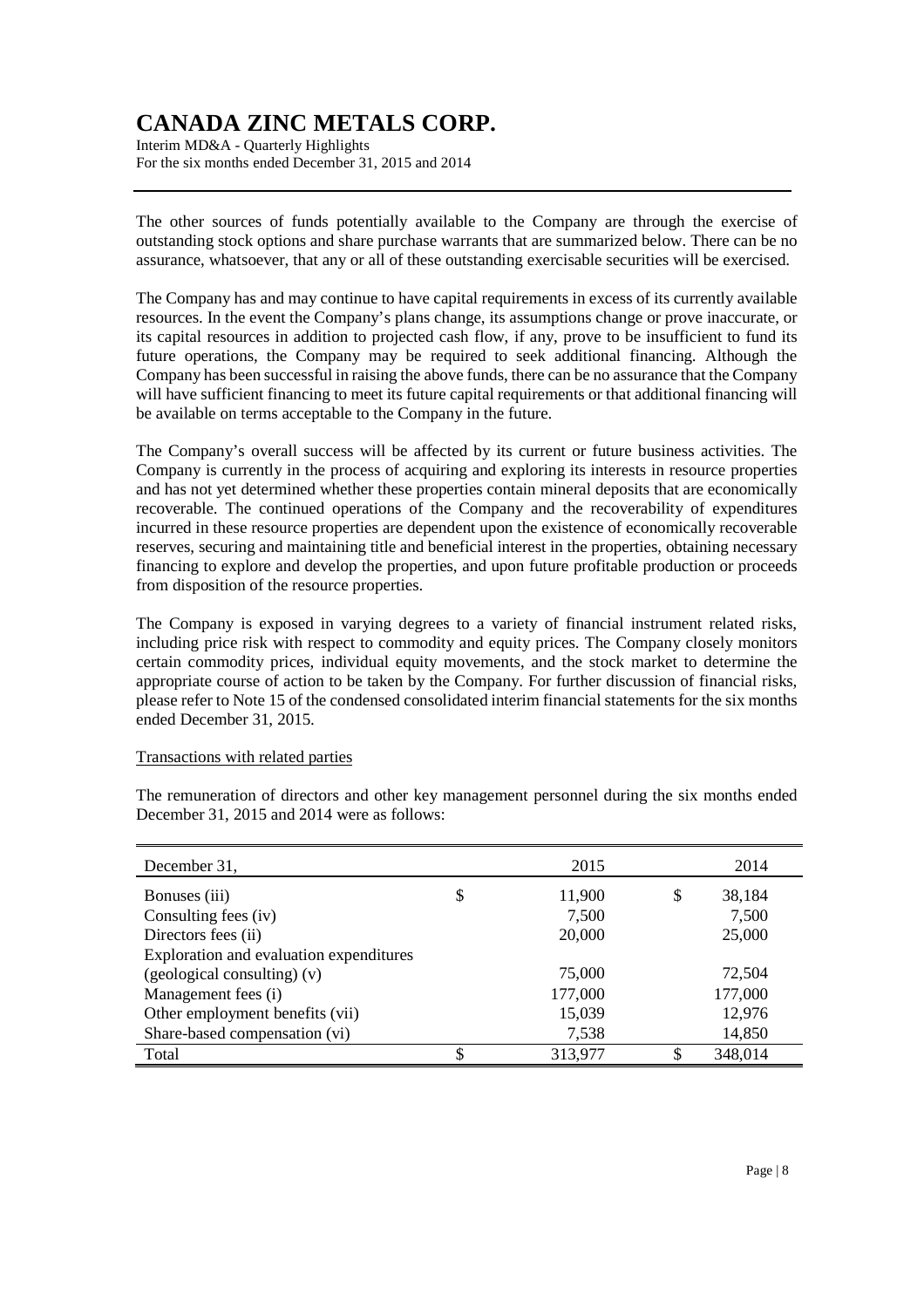The other sources of funds potentially available to the Company are through the exercise of outstanding stock options and share purchase warrants that are summarized below. There can be no assurance, whatsoever, that any or all of these outstanding exercisable securities will be exercised.

The Company has and may continue to have capital requirements in excess of its currently available resources. In the event the Company's plans change, its assumptions change or prove inaccurate, or its capital resources in addition to projected cash flow, if any, prove to be insufficient to fund its future operations, the Company may be required to seek additional financing. Although the Company has been successful in raising the above funds, there can be no assurance that the Company will have sufficient financing to meet its future capital requirements or that additional financing will be available on terms acceptable to the Company in the future.

The Company's overall success will be affected by its current or future business activities. The Company is currently in the process of acquiring and exploring its interests in resource properties and has not yet determined whether these properties contain mineral deposits that are economically recoverable. The continued operations of the Company and the recoverability of expenditures incurred in these resource properties are dependent upon the existence of economically recoverable reserves, securing and maintaining title and beneficial interest in the properties, obtaining necessary financing to explore and develop the properties, and upon future profitable production or proceeds from disposition of the resource properties.

The Company is exposed in varying degrees to a variety of financial instrument related risks, including price risk with respect to commodity and equity prices. The Company closely monitors certain commodity prices, individual equity movements, and the stock market to determine the appropriate course of action to be taken by the Company. For further discussion of financial risks, please refer to Note 15 of the condensed consolidated interim financial statements for the six months ended December 31, 2015.

Transactions with related parties

The remuneration of directors and other key management personnel during the six months ended December 31, 2015 and 2014 were as follows:

| December 31, | 2015 | 2014 |
|---|---|---|
| Bonuses (iii) | $ 11,900 | $ 38,184 |
| Consulting fees (iv) | 7,500 | 7,500 |
| Directors fees (ii) | 20,000 | 25,000 |
| Exploration and evaluation expenditures (geological consulting) (v) | 75,000 | 72,504 |
| Management fees (i) | 177,000 | 177,000 |
| Other employment benefits (vii) | 15,039 | 12,976 |
| Share-based compensation (vi) | 7,538 | 14,850 |
| Total | $ 313,977 | $ 348,014 |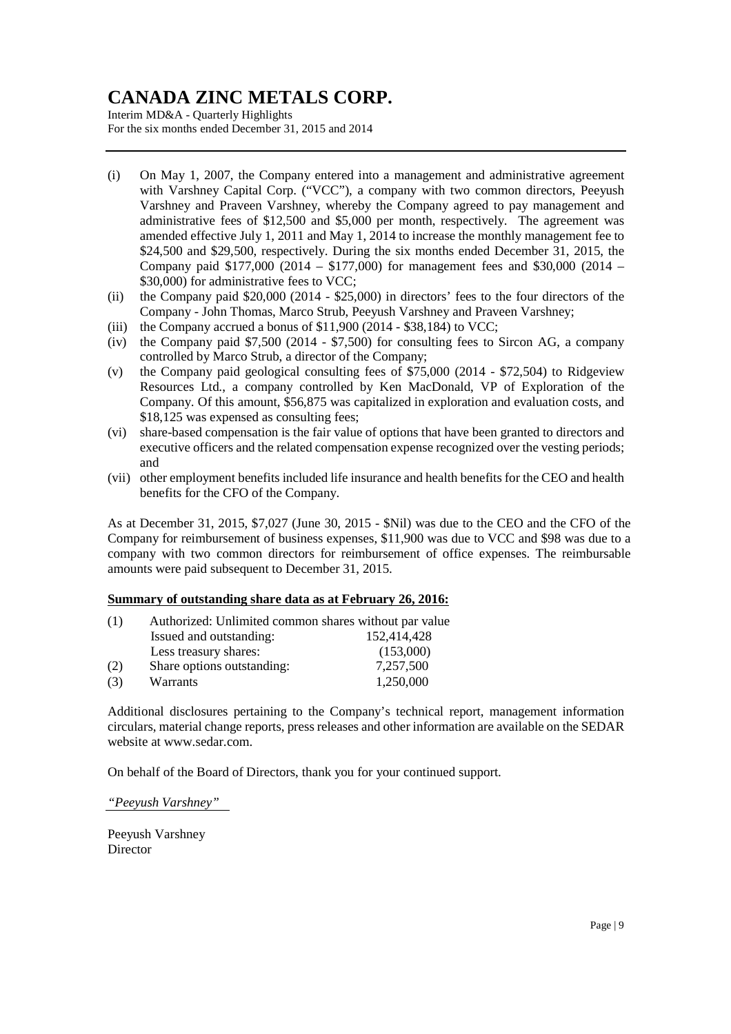(i) On May 1, 2007, the Company entered into a management and administrative agreement with Varshney Capital Corp. ("VCC"), a company with two common directors, Peeyush Varshney and Praveen Varshney, whereby the Company agreed to pay management and administrative fees of $12,500 and $5,000 per month, respectively. The agreement was amended effective July 1, 2011 and May 1, 2014 to increase the monthly management fee to $24,500 and $29,500, respectively. During the six months ended December 31, 2015, the Company paid $177,000 (2014 – $177,000) for management fees and $30,000 (2014 – $30,000) for administrative fees to VCC;

(ii) the Company paid $20,000 (2014 - $25,000) in directors' fees to the four directors of the Company - John Thomas, Marco Strub, Peeyush Varshney and Praveen Varshney;

(iii) the Company accrued a bonus of $11,900 (2014 - $38,184) to VCC;

(iv) the Company paid $7,500 (2014 - $7,500) for consulting fees to Sircon AG, a company controlled by Marco Strub, a director of the Company;

(v) the Company paid geological consulting fees of $75,000 (2014 - $72,504) to Ridgeview Resources Ltd., a company controlled by Ken MacDonald, VP of Exploration of the Company. Of this amount, $56,875 was capitalized in exploration and evaluation costs, and $18,125 was expensed as consulting fees;

(vi) share-based compensation is the fair value of options that have been granted to directors and executive officers and the related compensation expense recognized over the vesting periods; and

(vii) other employment benefits included life insurance and health benefits for the CEO and health benefits for the CFO of the Company.

As at December 31, 2015, $7,027 (June 30, 2015 - $Nil) was due to the CEO and the CFO of the Company for reimbursement of business expenses, $11,900 was due to VCC and $98 was due to a company with two common directors for reimbursement of office expenses. The reimbursable amounts were paid subsequent to December 31, 2015.

**Summary of outstanding share data as at February 26, 2016:**

| | | |
|---|---|---|
| (1) | Authorized: Unlimited common shares without par value | |
| | Issued and outstanding: | 152,414,428 |
| | Less treasury shares: | (153,000) |
| (2) | Share options outstanding: | 7,257,500 |
| (3) | Warrants | 1,250,000 |

Additional disclosures pertaining to the Company's technical report, management information circulars, material change reports, press releases and other information are available on the SEDAR website at www.sedar.com.

On behalf of the Board of Directors, thank you for your continued support.

*"Peeyush Varshney"*

Peeyush Varshney
Director